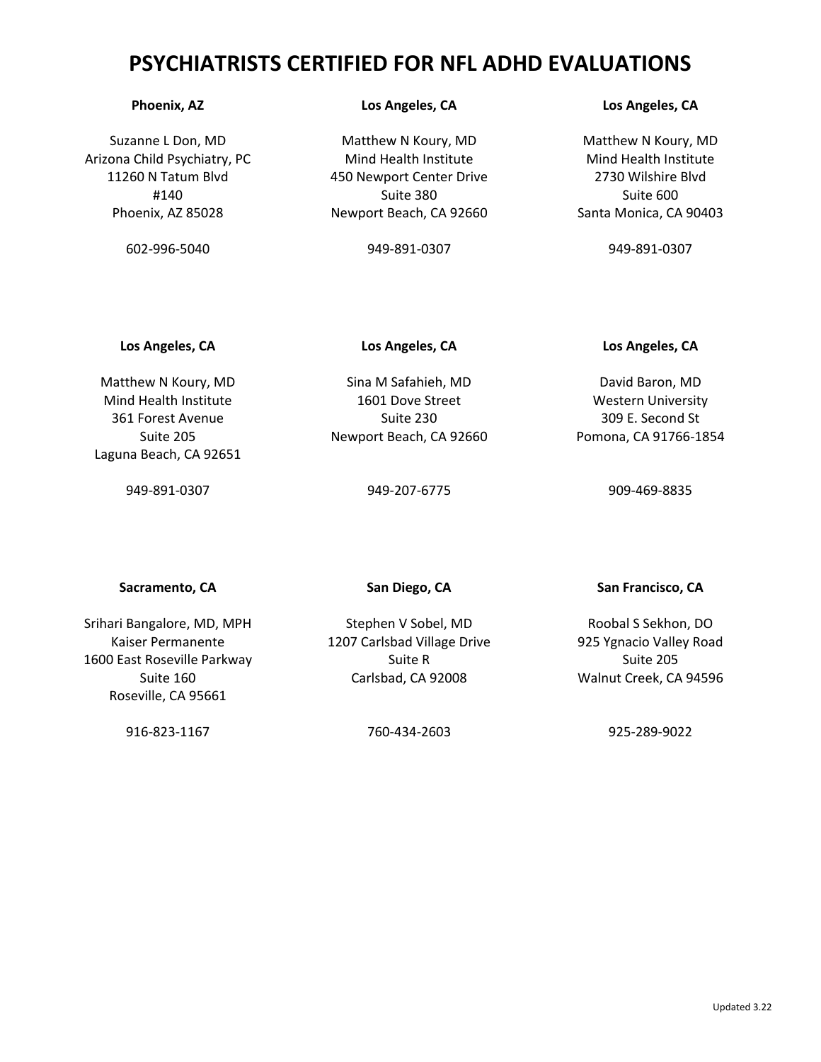# PSYCHIATRISTS CERTIFIED FOR NFL ADHD EVALUATIONS

**Phoenix, AZ**

Suzanne L Don, MD
Arizona Child Psychiatry, PC
11260 N Tatum Blvd
#140
Phoenix, AZ 85028

602-996-5040

**Los Angeles, CA**

Matthew N Koury, MD
Mind Health Institute
450 Newport Center Drive
Suite 380
Newport Beach, CA 92660

949-891-0307

**Los Angeles, CA**

Matthew N Koury, MD
Mind Health Institute
2730 Wilshire Blvd
Suite 600
Santa Monica, CA 90403

949-891-0307

**Los Angeles, CA**

Matthew N Koury, MD
Mind Health Institute
361 Forest Avenue
Suite 205
Laguna Beach, CA 92651

949-891-0307

**Los Angeles, CA**

Sina M Safahieh, MD
1601 Dove Street
Suite 230
Newport Beach, CA 92660

949-207-6775

**Los Angeles, CA**

David Baron, MD
Western University
309 E. Second St
Pomona, CA 91766-1854

909-469-8835

**Sacramento, CA**

Srihari Bangalore, MD, MPH
Kaiser Permanente
1600 East Roseville Parkway
Suite 160
Roseville, CA 95661

916-823-1167

**San Diego, CA**

Stephen V Sobel, MD
1207 Carlsbad Village Drive
Suite R
Carlsbad, CA 92008

760-434-2603

**San Francisco, CA**

Roobal S Sekhon, DO
925 Ygnacio Valley Road
Suite 205
Walnut Creek, CA 94596

925-289-9022

Updated 3.22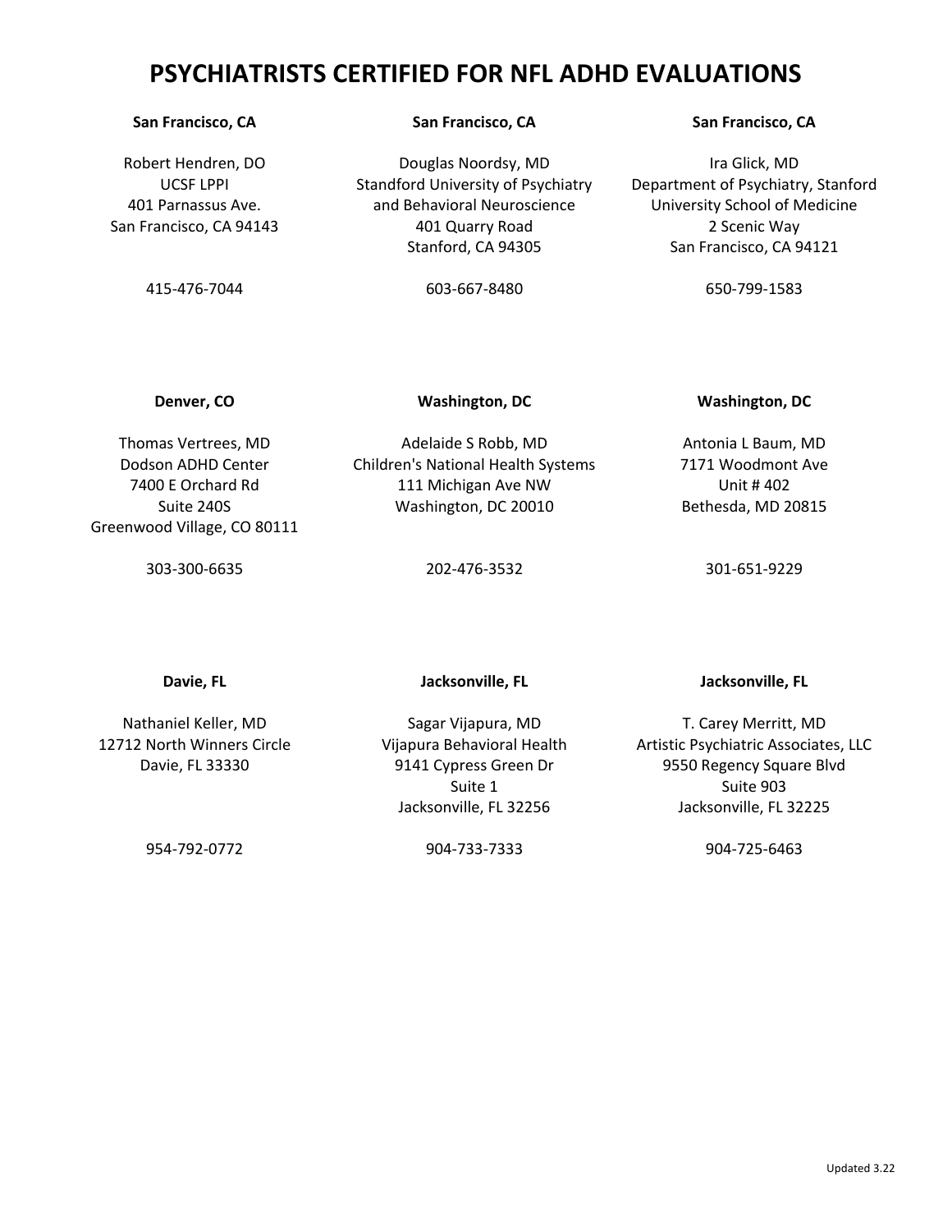# PSYCHIATRISTS CERTIFIED FOR NFL ADHD EVALUATIONS

**San Francisco, CA**

Robert Hendren, DO
UCSF LPPI
401 Parnassus Ave.
San Francisco, CA 94143

415-476-7044

**San Francisco, CA**

Douglas Noordsy, MD
Standford University of Psychiatry and Behavioral Neuroscience
401 Quarry Road
Stanford, CA 94305

603-667-8480

**San Francisco, CA**

Ira Glick, MD
Department of Psychiatry, Stanford University School of Medicine
2 Scenic Way
San Francisco, CA 94121

650-799-1583

**Denver, CO**

Thomas Vertrees, MD
Dodson ADHD Center
7400 E Orchard Rd
Suite 240S
Greenwood Village, CO 80111

303-300-6635

**Washington, DC**

Adelaide S Robb, MD
Children's National Health Systems
111 Michigan Ave NW
Washington, DC 20010

202-476-3532

**Washington, DC**

Antonia L Baum, MD
7171 Woodmont Ave
Unit # 402
Bethesda, MD 20815

301-651-9229

**Davie, FL**

Nathaniel Keller, MD
12712 North Winners Circle
Davie, FL 33330

954-792-0772

**Jacksonville, FL**

Sagar Vijapura, MD
Vijapura Behavioral Health
9141 Cypress Green Dr
Suite 1
Jacksonville, FL 32256

904-733-7333

**Jacksonville, FL**

T. Carey Merritt, MD
Artistic Psychiatric Associates, LLC
9550 Regency Square Blvd
Suite 903
Jacksonville, FL 32225

904-725-6463

Updated 3.22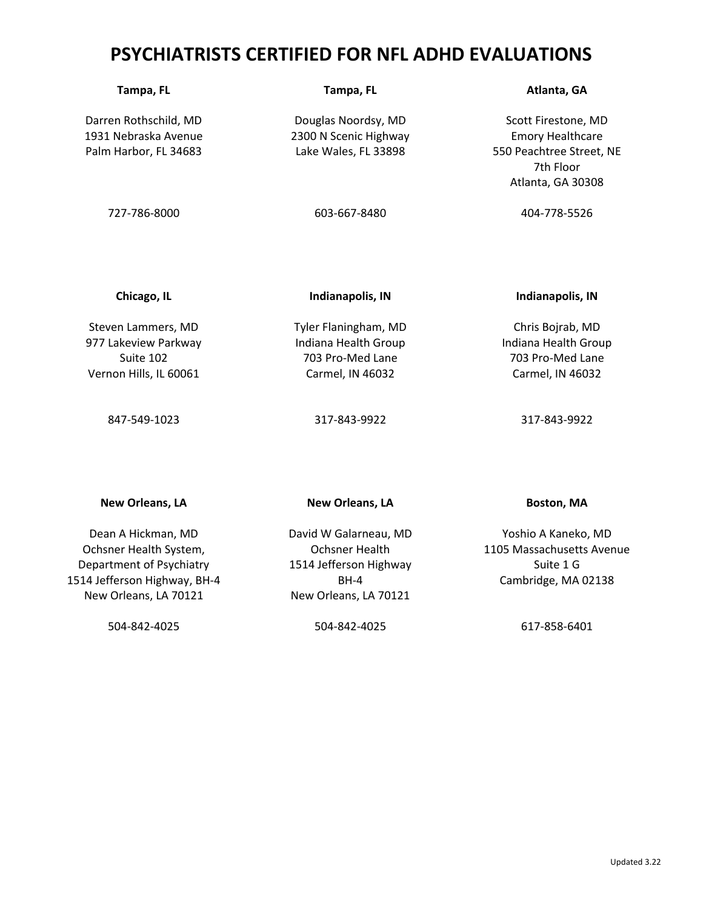# PSYCHIATRISTS CERTIFIED FOR NFL ADHD EVALUATIONS

**Tampa, FL**

Darren Rothschild, MD
1931 Nebraska Avenue
Palm Harbor, FL 34683

727-786-8000

**Tampa, FL**

Douglas Noordsy, MD
2300 N Scenic Highway
Lake Wales, FL 33898

603-667-8480

**Atlanta, GA**

Scott Firestone, MD
Emory Healthcare
550 Peachtree Street, NE
7th Floor
Atlanta, GA 30308

404-778-5526

**Chicago, IL**

Steven Lammers, MD
977 Lakeview Parkway
Suite 102
Vernon Hills, IL 60061

847-549-1023

**Indianapolis, IN**

Tyler Flaningham, MD
Indiana Health Group
703 Pro-Med Lane
Carmel, IN 46032

317-843-9922

**Indianapolis, IN**

Chris Bojrab, MD
Indiana Health Group
703 Pro-Med Lane
Carmel, IN 46032

317-843-9922

**New Orleans, LA**

Dean A Hickman, MD
Ochsner Health System,
Department of Psychiatry
1514 Jefferson Highway, BH-4
New Orleans, LA 70121

504-842-4025

**New Orleans, LA**

David W Galarneau, MD
Ochsner Health
1514 Jefferson Highway
BH-4
New Orleans, LA 70121

504-842-4025

**Boston, MA**

Yoshio A Kaneko, MD
1105 Massachusetts Avenue
Suite 1 G
Cambridge, MA 02138

617-858-6401

Updated 3.22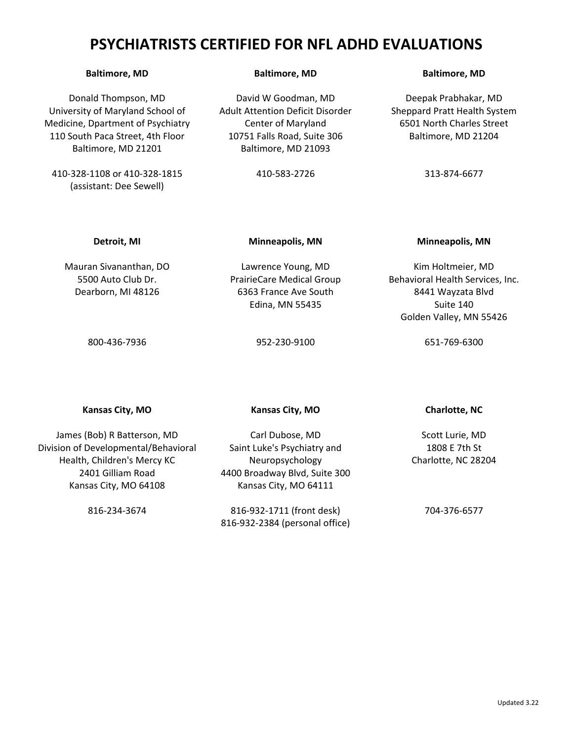# PSYCHIATRISTS CERTIFIED FOR NFL ADHD EVALUATIONS

**Baltimore, MD**

Donald Thompson, MD
University of Maryland School of Medicine, Dpartment of Psychiatry
110 South Paca Street, 4th Floor
Baltimore, MD 21201

410-328-1108 or 410-328-1815
(assistant: Dee Sewell)

**Baltimore, MD**

David W Goodman, MD
Adult Attention Deficit Disorder Center of Maryland
10751 Falls Road, Suite 306
Baltimore, MD 21093

410-583-2726

**Baltimore, MD**

Deepak Prabhakar, MD
Sheppard Pratt Health System
6501 North Charles Street
Baltimore, MD 21204

313-874-6677

**Detroit, MI**

Mauran Sivananthan, DO
5500 Auto Club Dr.
Dearborn, MI 48126

800-436-7936

**Minneapolis, MN**

Lawrence Young, MD
PrairieCare Medical Group
6363 France Ave South
Edina, MN 55435

952-230-9100

**Minneapolis, MN**

Kim Holtmeier, MD
Behavioral Health Services, Inc.
8441 Wayzata Blvd
Suite 140
Golden Valley, MN 55426

651-769-6300

**Kansas City, MO**

James (Bob) R Batterson, MD
Division of Developmental/Behavioral Health, Children's Mercy KC
2401 Gilliam Road
Kansas City, MO 64108

816-234-3674

**Kansas City, MO**

Carl Dubose, MD
Saint Luke's Psychiatry and Neuropsychology
4400 Broadway Blvd, Suite 300
Kansas City, MO 64111

816-932-1711 (front desk)
816-932-2384 (personal office)

**Charlotte, NC**

Scott Lurie, MD
1808 E 7th St
Charlotte, NC 28204

704-376-6577

Updated 3.22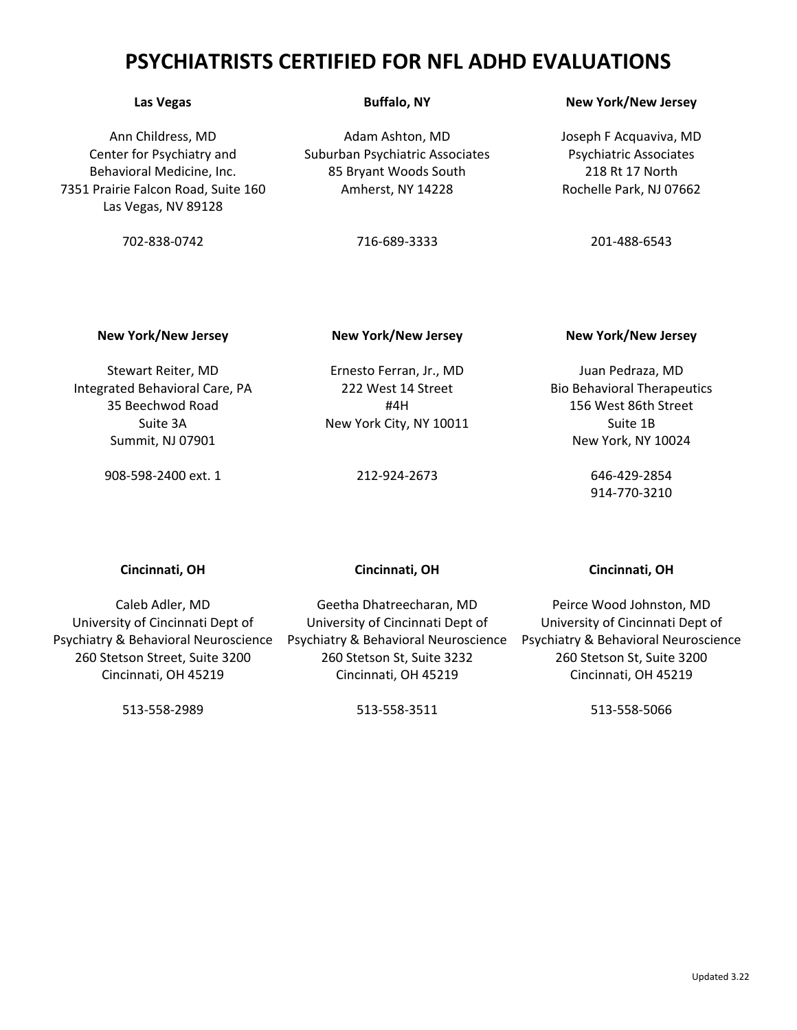# PSYCHIATRISTS CERTIFIED FOR NFL ADHD EVALUATIONS

**Las Vegas**

Ann Childress, MD
Center for Psychiatry and Behavioral Medicine, Inc.
7351 Prairie Falcon Road, Suite 160
Las Vegas, NV 89128

702-838-0742

**Buffalo, NY**

Adam Ashton, MD
Suburban Psychiatric Associates
85 Bryant Woods South
Amherst, NY 14228

716-689-3333

**New York/New Jersey**

Joseph F Acquaviva, MD
Psychiatric Associates
218 Rt 17 North
Rochelle Park, NJ 07662

201-488-6543

**New York/New Jersey**

Stewart Reiter, MD
Integrated Behavioral Care, PA
35 Beechwod Road
Suite 3A
Summit, NJ 07901

908-598-2400 ext. 1

**New York/New Jersey**

Ernesto Ferran, Jr., MD
222 West 14 Street
#4H
New York City, NY 10011

212-924-2673

**New York/New Jersey**

Juan Pedraza, MD
Bio Behavioral Therapeutics
156 West 86th Street
Suite 1B
New York, NY 10024

646-429-2854
914-770-3210

**Cincinnati, OH**

Caleb Adler, MD
University of Cincinnati Dept of Psychiatry & Behavioral Neuroscience
260 Stetson Street, Suite 3200
Cincinnati, OH 45219

513-558-2989

**Cincinnati, OH**

Geetha Dhatreecharan, MD
University of Cincinnati Dept of Psychiatry & Behavioral Neuroscience
260 Stetson St, Suite 3232
Cincinnati, OH 45219

513-558-3511

**Cincinnati, OH**

Peirce Wood Johnston, MD
University of Cincinnati Dept of Psychiatry & Behavioral Neuroscience
260 Stetson St, Suite 3200
Cincinnati, OH 45219

513-558-5066

Updated 3.22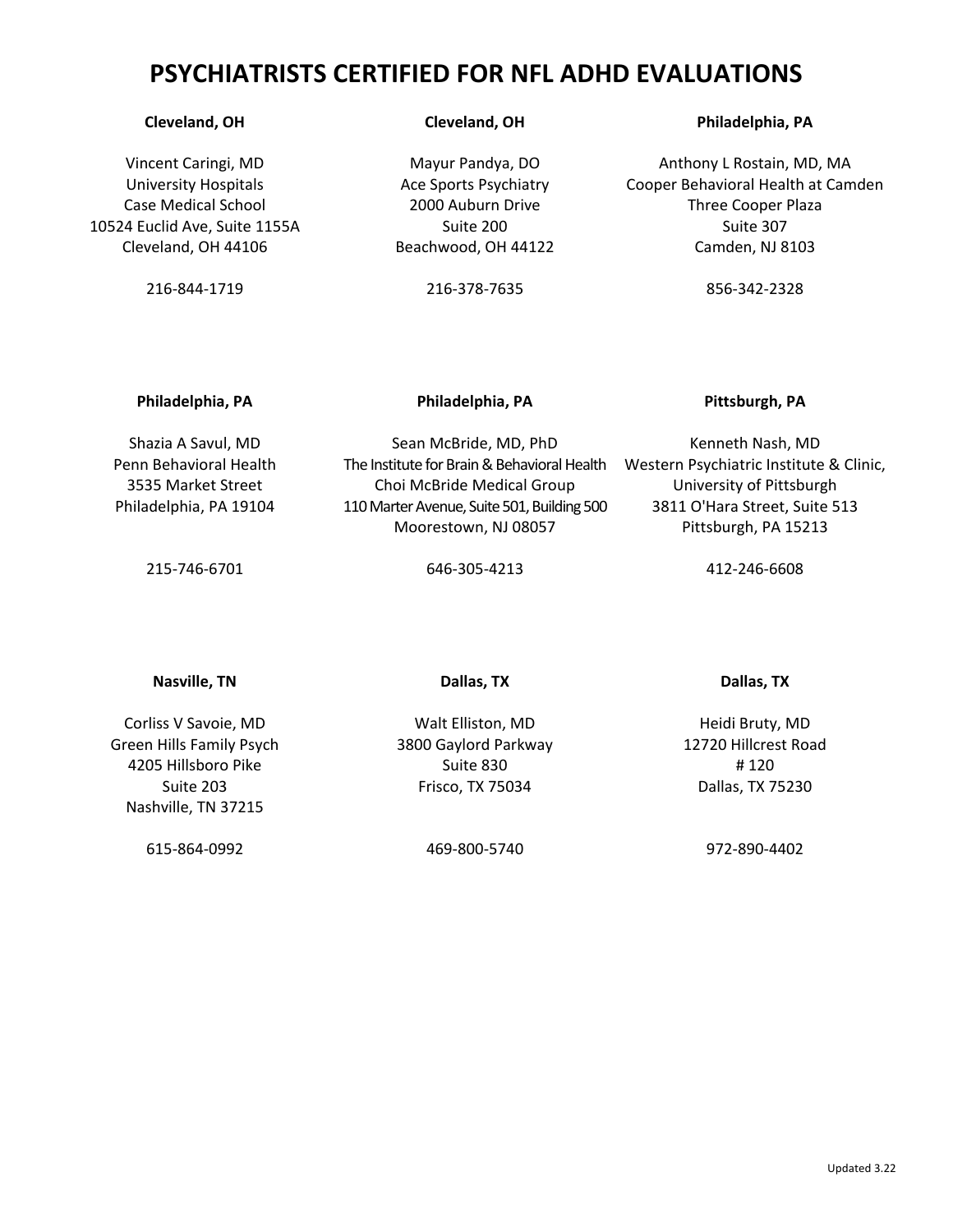# PSYCHIATRISTS CERTIFIED FOR NFL ADHD EVALUATIONS

**Cleveland, OH**

Vincent Caringi, MD
University Hospitals
Case Medical School
10524 Euclid Ave, Suite 1155A
Cleveland, OH 44106

216-844-1719

**Cleveland, OH**

Mayur Pandya, DO
Ace Sports Psychiatry
2000 Auburn Drive
Suite 200
Beachwood, OH 44122

216-378-7635

**Philadelphia, PA**

Anthony L Rostain, MD, MA
Cooper Behavioral Health at Camden
Three Cooper Plaza
Suite 307
Camden, NJ 8103

856-342-2328

**Philadelphia, PA**

Shazia A Savul, MD
Penn Behavioral Health
3535 Market Street
Philadelphia, PA 19104

215-746-6701

**Philadelphia, PA**

Sean McBride, MD, PhD
The Institute for Brain & Behavioral Health
Choi McBride Medical Group
110 Marter Avenue, Suite 501, Building 500
Moorestown, NJ 08057

646-305-4213

**Pittsburgh, PA**

Kenneth Nash, MD
Western Psychiatric Institute & Clinic,
University of Pittsburgh
3811 O'Hara Street, Suite 513
Pittsburgh, PA 15213

412-246-6608

**Nasville, TN**

Corliss V Savoie, MD
Green Hills Family Psych
4205 Hillsboro Pike
Suite 203
Nashville, TN 37215

615-864-0992

**Dallas, TX**

Walt Elliston, MD
3800 Gaylord Parkway
Suite 830
Frisco, TX 75034

469-800-5740

**Dallas, TX**

Heidi Bruty, MD
12720 Hillcrest Road
# 120
Dallas, TX 75230

972-890-4402

Updated 3.22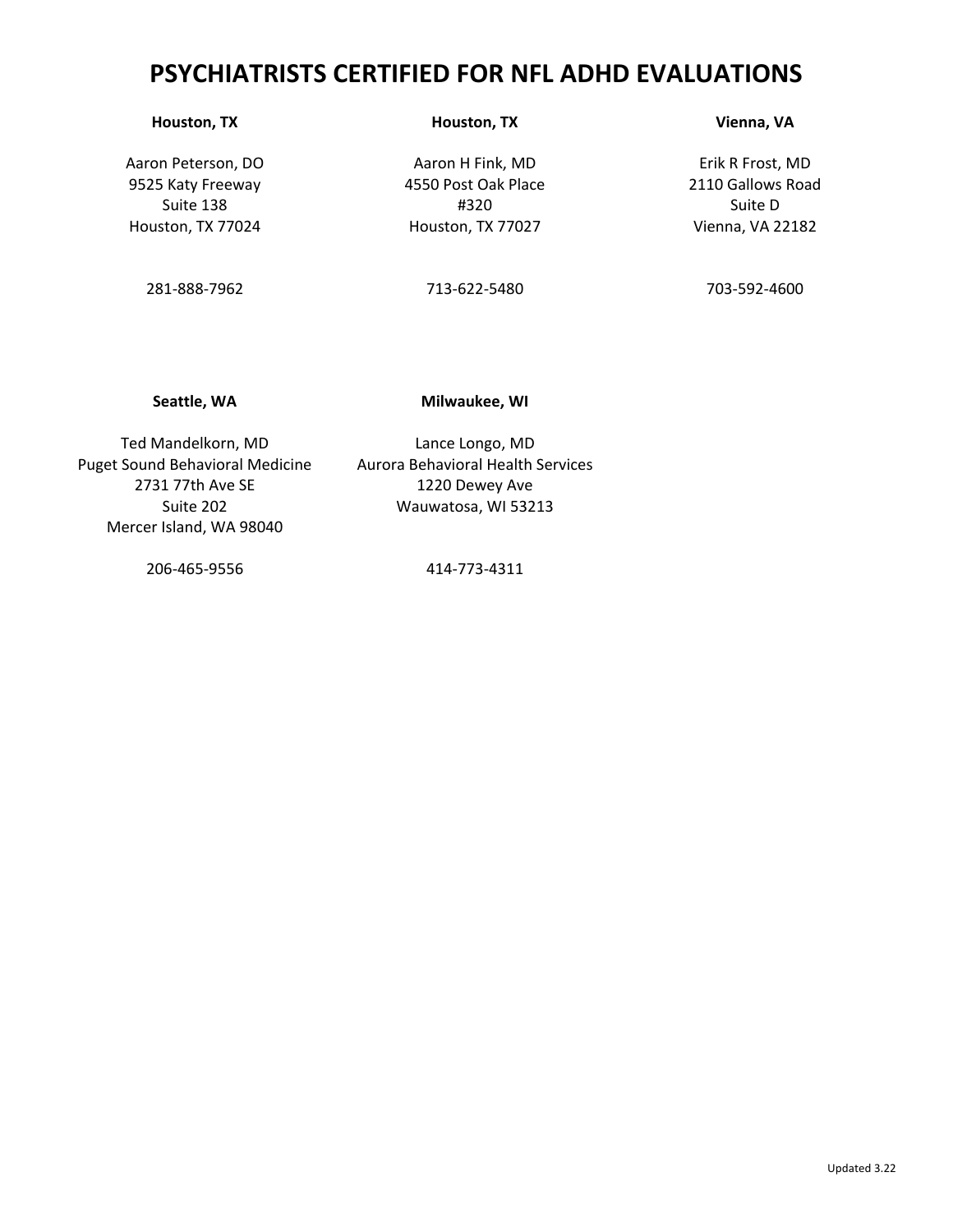# PSYCHIATRISTS CERTIFIED FOR NFL ADHD EVALUATIONS

**Houston, TX**

Aaron Peterson, DO
9525 Katy Freeway
Suite 138
Houston, TX 77024

281-888-7962

**Houston, TX**

Aaron H Fink, MD
4550 Post Oak Place
#320
Houston, TX 77027

713-622-5480

**Vienna, VA**

Erik R Frost, MD
2110 Gallows Road
Suite D
Vienna, VA 22182

703-592-4600

**Seattle, WA**

Ted Mandelkorn, MD
Puget Sound Behavioral Medicine
2731 77th Ave SE
Suite 202
Mercer Island, WA 98040

206-465-9556

**Milwaukee, WI**

Lance Longo, MD
Aurora Behavioral Health Services
1220 Dewey Ave
Wauwatosa, WI 53213

414-773-4311

Updated 3.22